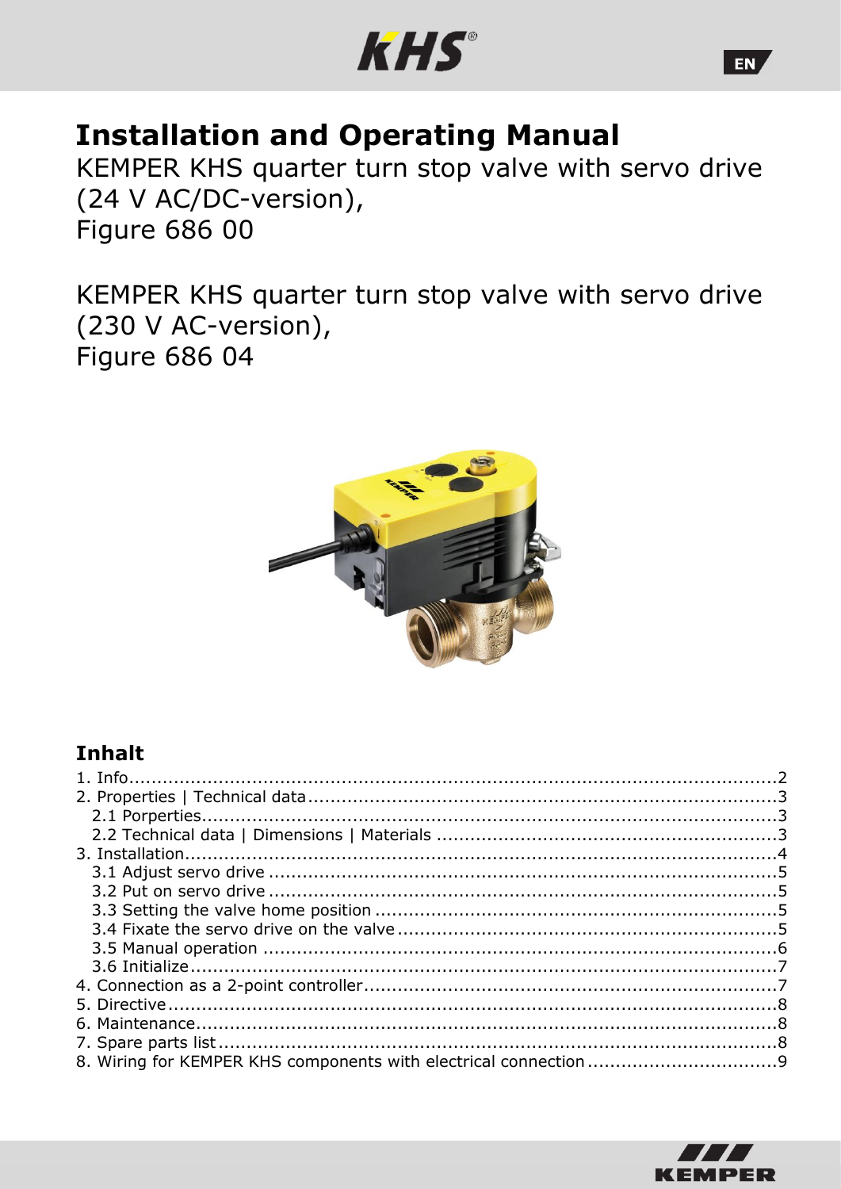# Installation and Operating Manual

KEMPER KHS quarter turn stop valve with servo drive (24 V AC/DC-version),
Figure 686 00

KEMPER KHS quarter turn stop valve with servo drive (230 V AC-version),
Figure 686 04

## Inhalt

1. Info....................................................................................................2
2. Properties | Technical data....................................................................3
   - 2.1 Porperties.......................................................................................3
   - 2.2 Technical data | Dimensions | Materials .............................................3
3. Installation..........................................................................................4
   - 3.1 Adjust servo drive ...........................................................................5
   - 3.2 Put on servo drive ...........................................................................5
   - 3.3 Setting the valve home position ........................................................5
   - 3.4 Fixate the servo drive on the valve ....................................................5
   - 3.5 Manual operation ............................................................................6
   - 3.6 Initialize.........................................................................................7
4. Connection as a 2-point controller..........................................................7
5. Directive..............................................................................................8
6. Maintenance.........................................................................................8
7. Spare parts list.....................................................................................8
8. Wiring for KEMPER KHS components with electrical connection.................9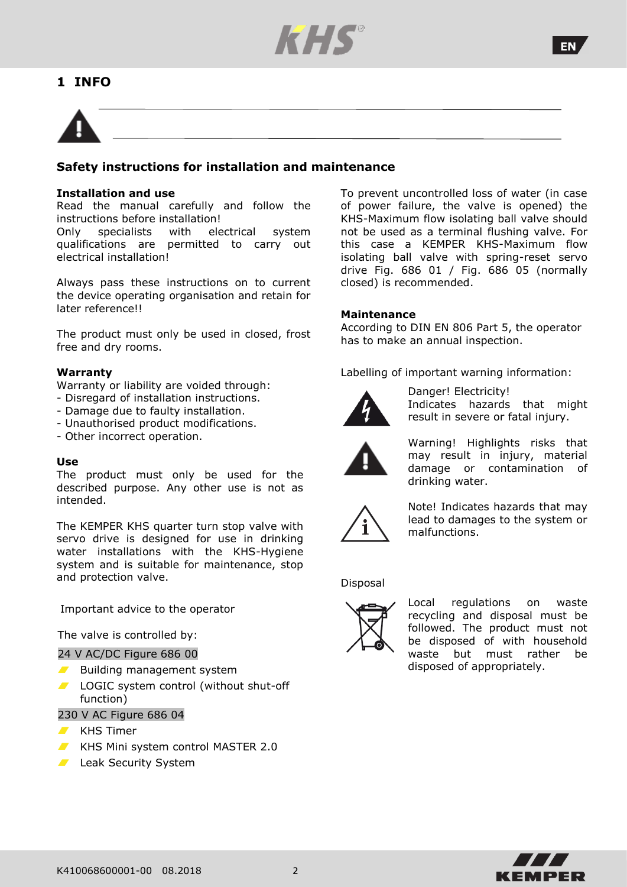# 1 INFO

## Safety instructions for installation and maintenance

**Installation and use**
Read the manual carefully and follow the instructions before installation!
Only specialists with electrical system qualifications are permitted to carry out electrical installation!

Always pass these instructions on to current the device operating organisation and retain for later reference!!

The product must only be used in closed, frost free and dry rooms.

**Warranty**
Warranty or liability are voided through:
- Disregard of installation instructions.
- Damage due to faulty installation.
- Unauthorised product modifications.
- Other incorrect operation.

**Use**
The product must only be used for the described purpose. Any other use is not as intended.

The KEMPER KHS quarter turn stop valve with servo drive is designed for use in drinking water installations with the KHS-Hygiene system and is suitable for maintenance, stop and protection valve.

Important advice to the operator

The valve is controlled by:

24 V AC/DC Figure 686 00

- Building management system
- LOGIC system control (without shut-off function)

230 V AC Figure 686 04

- KHS Timer
- KHS Mini system control MASTER 2.0
- Leak Security System

To prevent uncontrolled loss of water (in case of power failure, the valve is opened) the KHS-Maximum flow isolating ball valve should not be used as a terminal flushing valve. For this case a KEMPER KHS-Maximum flow isolating ball valve with spring-reset servo drive Fig. 686 01 / Fig. 686 05 (normally closed) is recommended.

**Maintenance**
According to DIN EN 806 Part 5, the operator has to make an annual inspection.

Labelling of important warning information:

Danger! Electricity!
Indicates hazards that might result in severe or fatal injury.

Warning! Highlights risks that may result in injury, material damage or contamination of drinking water.

Note! Indicates hazards that may lead to damages to the system or malfunctions.

Disposal

Local regulations on waste recycling and disposal must be followed. The product must not be disposed of with household waste but must rather be disposed of appropriately.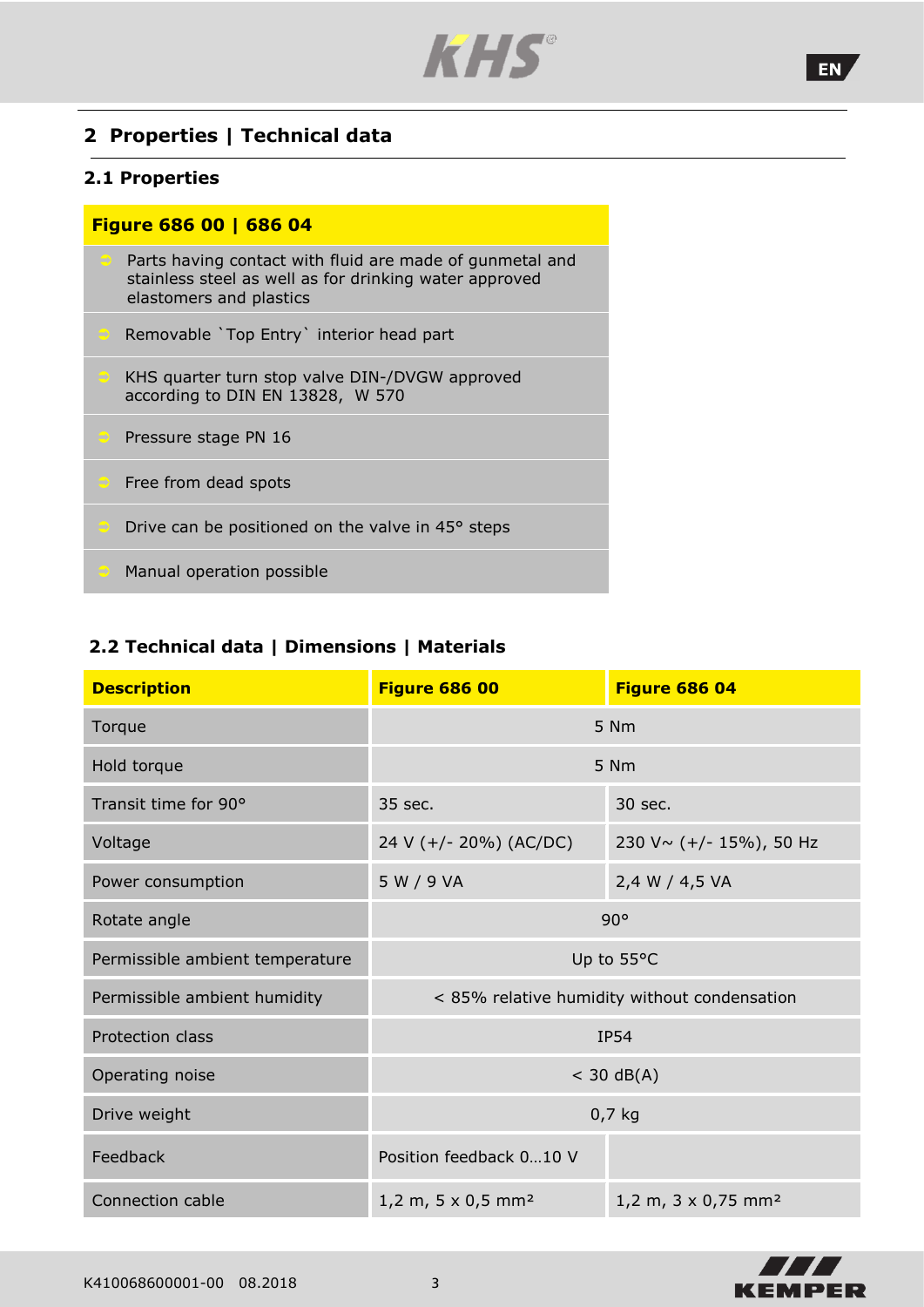## 2 Properties | Technical data

### 2.1 Properties

**Figure 686 00 | 686 04**

- Parts having contact with fluid are made of gunmetal and stainless steel as well as for drinking water approved elastomers and plastics
- Removable `Top Entry` interior head part
- KHS quarter turn stop valve DIN-/DVGW approved according to DIN EN 13828, W 570
- Pressure stage PN 16
- Free from dead spots
- Drive can be positioned on the valve in 45° steps
- Manual operation possible

### 2.2 Technical data | Dimensions | Materials

| Description | Figure 686 00 | Figure 686 04 |
|---|---|---|
| Torque | 5 Nm | |
| Hold torque | 5 Nm | |
| Transit time for 90° | 35 sec. | 30 sec. |
| Voltage | 24 V (+/- 20%) (AC/DC) | 230 V~ (+/- 15%), 50 Hz |
| Power consumption | 5 W / 9 VA | 2,4 W / 4,5 VA |
| Rotate angle | 90° | |
| Permissible ambient temperature | Up to 55°C | |
| Permissible ambient humidity | < 85% relative humidity without condensation | |
| Protection class | IP54 | |
| Operating noise | < 30 dB(A) | |
| Drive weight | 0,7 kg | |
| Feedback | Position feedback 0…10 V | |
| Connection cable | 1,2 m, 5 x 0,5 mm² | 1,2 m, 3 x 0,75 mm² |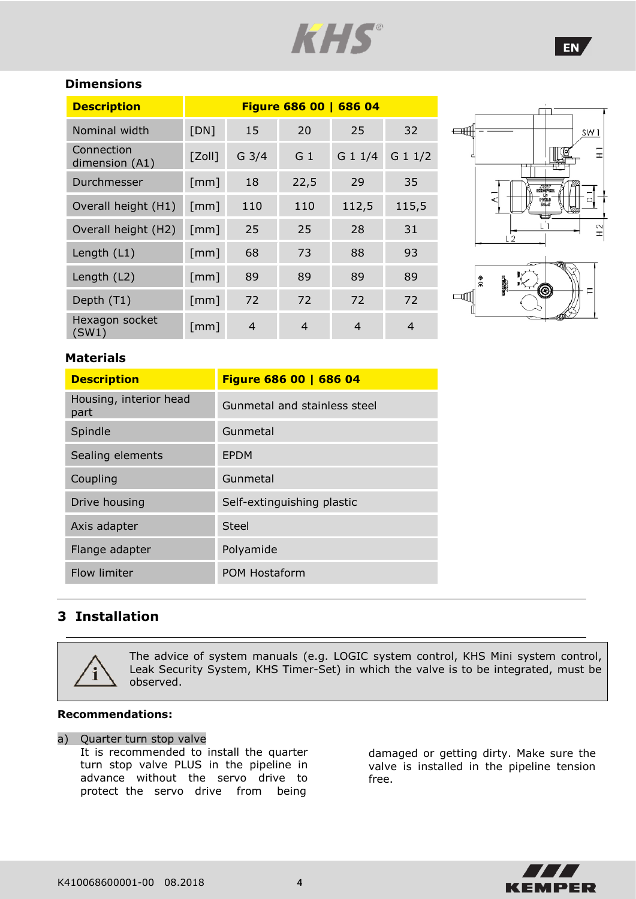## Dimensions

| Description | Figure 686 00 \| 686 04 | | | | |
|---|---|---|---|---|---|
| Nominal width | [DN] | 15 | 20 | 25 | 32 |
| Connection dimension (A1) | [Zoll] | G 3/4 | G 1 | G 1 1/4 | G 1 1/2 |
| Durchmesser | [mm] | 18 | 22,5 | 29 | 35 |
| Overall height (H1) | [mm] | 110 | 110 | 112,5 | 115,5 |
| Overall height (H2) | [mm] | 25 | 25 | 28 | 31 |
| Length (L1) | [mm] | 68 | 73 | 88 | 93 |
| Length (L2) | [mm] | 89 | 89 | 89 | 89 |
| Depth (T1) | [mm] | 72 | 72 | 72 | 72 |
| Hexagon socket (SW1) | [mm] | 4 | 4 | 4 | 4 |

## Materials

| Description | Figure 686 00 \| 686 04 |
|---|---|
| Housing, interior head part | Gunmetal and stainless steel |
| Spindle | Gunmetal |
| Sealing elements | EPDM |
| Coupling | Gunmetal |
| Drive housing | Self-extinguishing plastic |
| Axis adapter | Steel |
| Flange adapter | Polyamide |
| Flow limiter | POM Hostaform |

# 3 Installation

The advice of system manuals (e.g. LOGIC system control, KHS Mini system control, Leak Security System, KHS Timer-Set) in which the valve is to be integrated, must be observed.

**Recommendations:**

a) Quarter turn stop valve
It is recommended to install the quarter turn stop valve PLUS in the pipeline in advance without the servo drive to protect the servo drive from being damaged or getting dirty. Make sure the valve is installed in the pipeline tension free.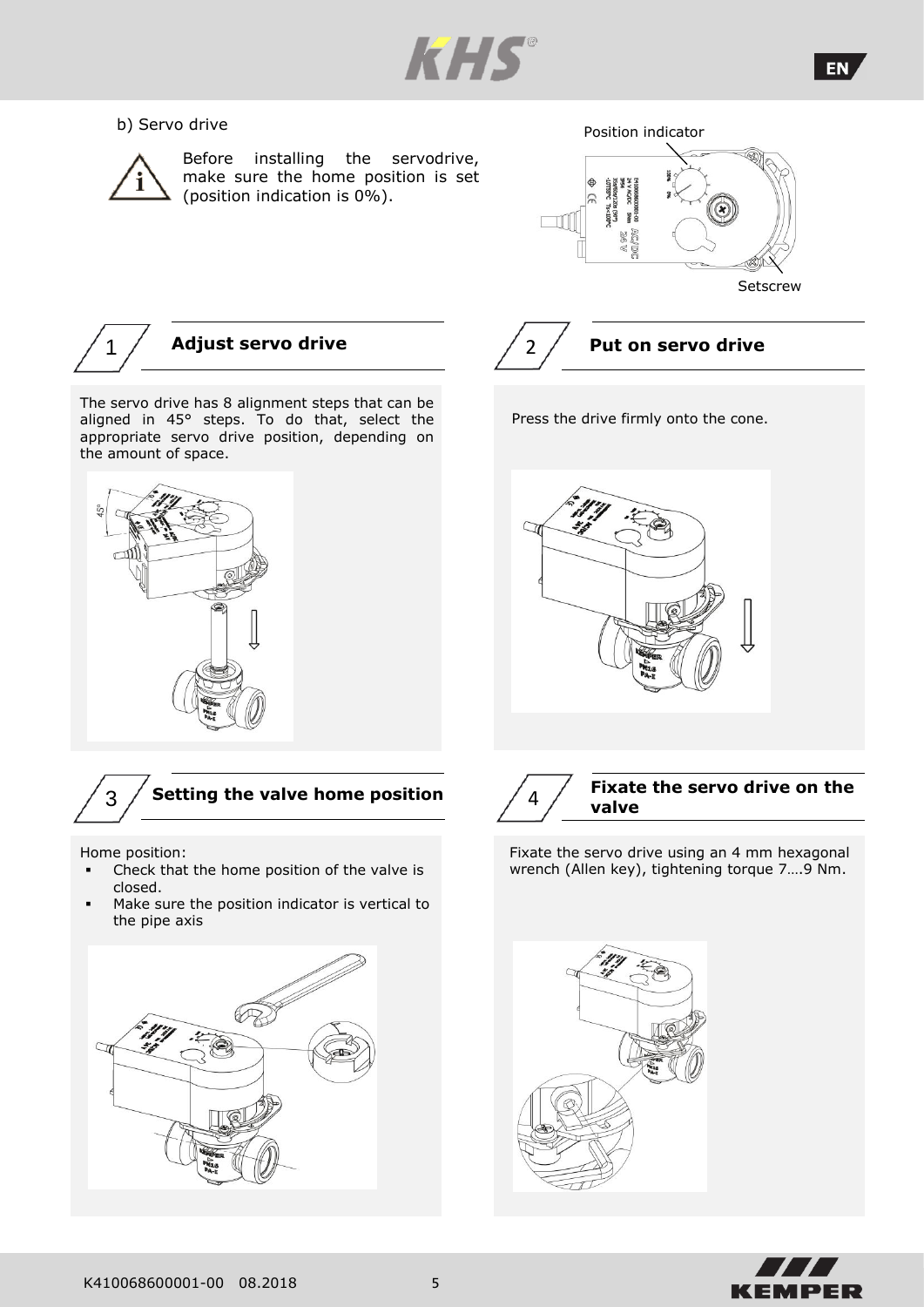b) Servo drive

Before installing the servodrive, make sure the home position is set (position indication is 0%).

Position indicator

Setscrew

## 1 Adjust servo drive

The servo drive has 8 alignment steps that can be aligned in 45° steps. To do that, select the appropriate servo drive position, depending on the amount of space.

## 2 Put on servo drive

Press the drive firmly onto the cone.

## 3 Setting the valve home position

Home position:

- Check that the home position of the valve is closed.
- Make sure the position indicator is vertical to the pipe axis

## 4 Fixate the servo drive on the valve

Fixate the servo drive using an 4 mm hexagonal wrench (Allen key), tightening torque 7….9 Nm.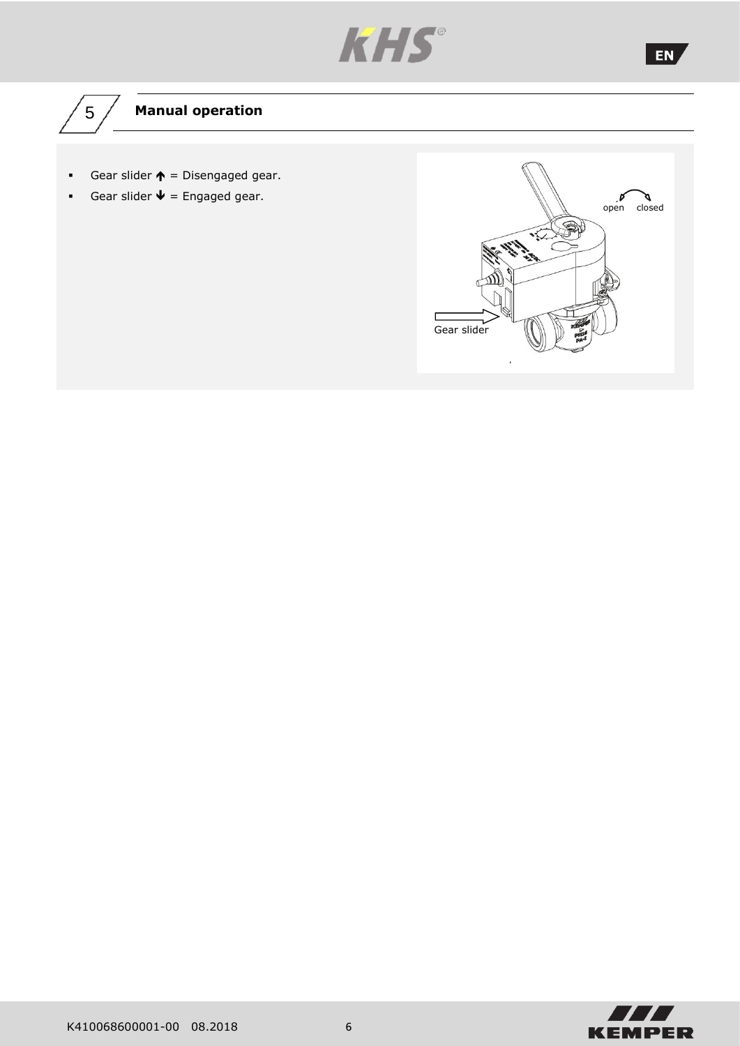## 5 Manual operation

- Gear slider ↑ = Disengaged gear.
- Gear slider ↓ = Engaged gear.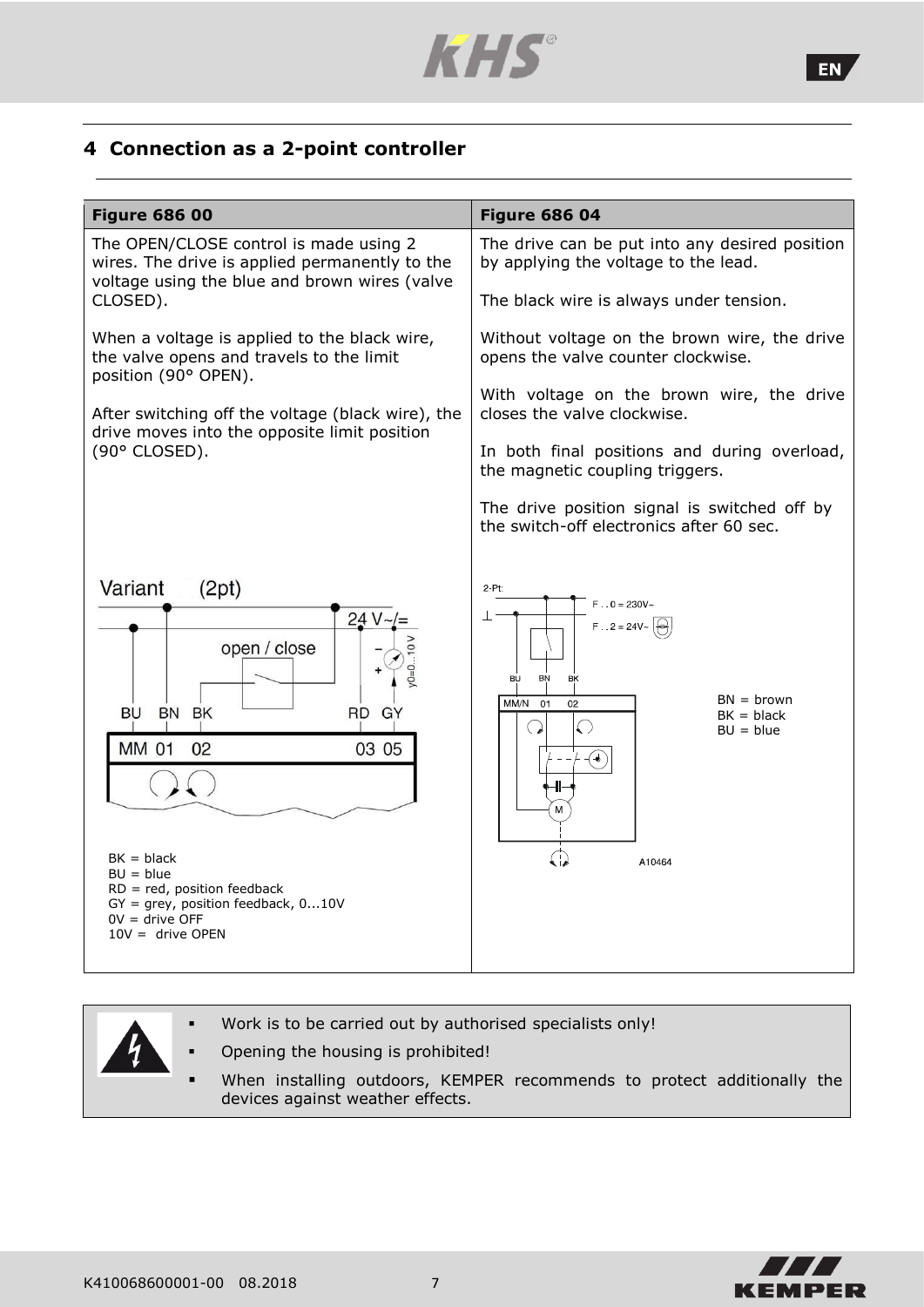## 4 Connection as a 2-point controller

| Figure 686 00 | Figure 686 04 |
|---|---|
| The OPEN/CLOSE control is made using 2 wires. The drive is applied permanently to the voltage using the blue and brown wires (valve CLOSED).<br><br>When a voltage is applied to the black wire, the valve opens and travels to the limit position (90° OPEN).<br><br>After switching off the voltage (black wire), the drive moves into the opposite limit position (90° CLOSED). | The drive can be put into any desired position by applying the voltage to the lead.<br><br>The black wire is always under tension.<br><br>Without voltage on the brown wire, the drive opens the valve counter clockwise.<br><br>With voltage on the brown wire, the drive closes the valve clockwise.<br><br>In both final positions and during overload, the magnetic coupling triggers.<br><br>The drive position signal is switched off by the switch-off electronics after 60 sec. |
| Variant (2pt)<br>24 V~/=<br>open / close<br>y0=0...10 V<br>BU BN BK RD GY<br>MM 01 02 03 05<br><br>BK = black<br>BU = blue<br>RD = red, position feedback<br>GY = grey, position feedback, 0...10V<br>0V = drive OFF<br>10V = drive OPEN | 2-Pt:<br>F . . 0 = 230V~<br>F . . 2 = 24V~<br>BU BN BK<br>MM/N 01 02<br>M<br>A10464<br><br>BN = brown<br>BK = black<br>BU = blue |

- Work is to be carried out by authorised specialists only!
- Opening the housing is prohibited!
- When installing outdoors, KEMPER recommends to protect additionally the devices against weather effects.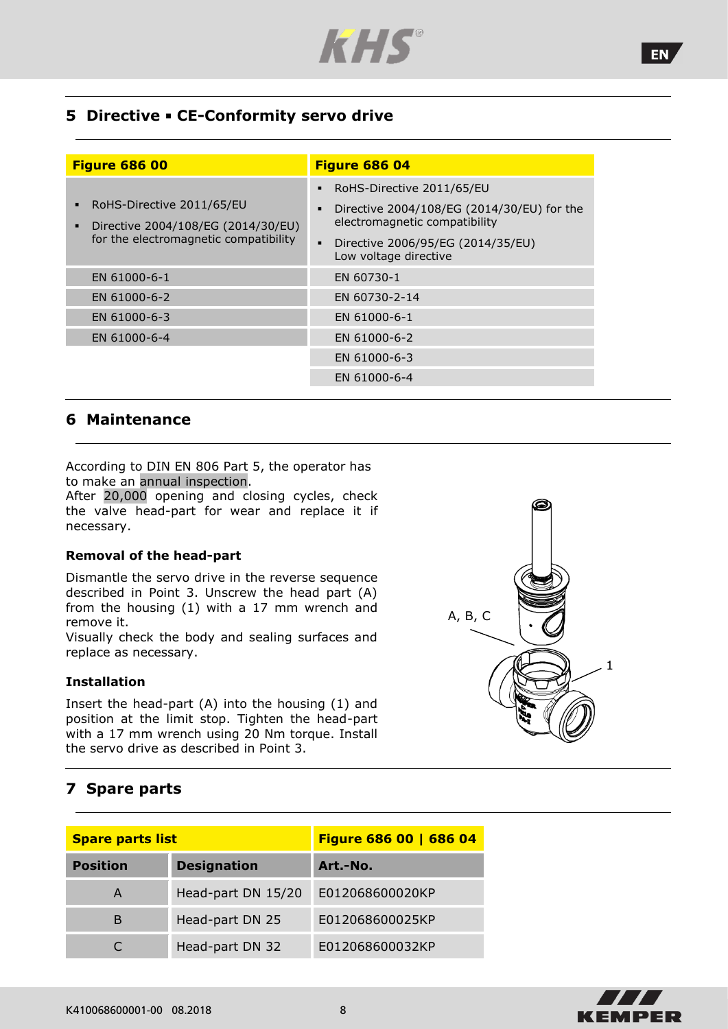## 5 Directive ▪ CE-Conformity servo drive

| Figure 686 00 | Figure 686 04 |
|---|---|
| ▪ RoHS-Directive 2011/65/EU<br>▪ Directive 2004/108/EG (2014/30/EU) for the electromagnetic compatibility | ▪ RoHS-Directive 2011/65/EU<br>▪ Directive 2004/108/EG (2014/30/EU) for the electromagnetic compatibility<br>▪ Directive 2006/95/EG (2014/35/EU) Low voltage directive |
| EN 61000-6-1 | EN 60730-1 |
| EN 61000-6-2 | EN 60730-2-14 |
| EN 61000-6-3 | EN 61000-6-1 |
| EN 61000-6-4 | EN 61000-6-2 |
| | EN 61000-6-3 |
| | EN 61000-6-4 |

## 6 Maintenance

According to DIN EN 806 Part 5, the operator has to make an annual inspection.
After 20,000 opening and closing cycles, check the valve head-part for wear and replace it if necessary.

**Removal of the head-part**

Dismantle the servo drive in the reverse sequence described in Point 3. Unscrew the head part (A) from the housing (1) with a 17 mm wrench and remove it.
Visually check the body and sealing surfaces and replace as necessary.

**Installation**

Insert the head-part (A) into the housing (1) and position at the limit stop. Tighten the head-part with a 17 mm wrench using 20 Nm torque. Install the servo drive as described in Point 3.

A, B, C

1

## 7 Spare parts

| Spare parts list | | Figure 686 00 \| 686 04 |
|---|---|---|
| **Position** | **Designation** | **Art.-No.** |
| A | Head-part DN 15/20 | E012068600020KP |
| B | Head-part DN 25 | E012068600025KP |
| C | Head-part DN 32 | E012068600032KP |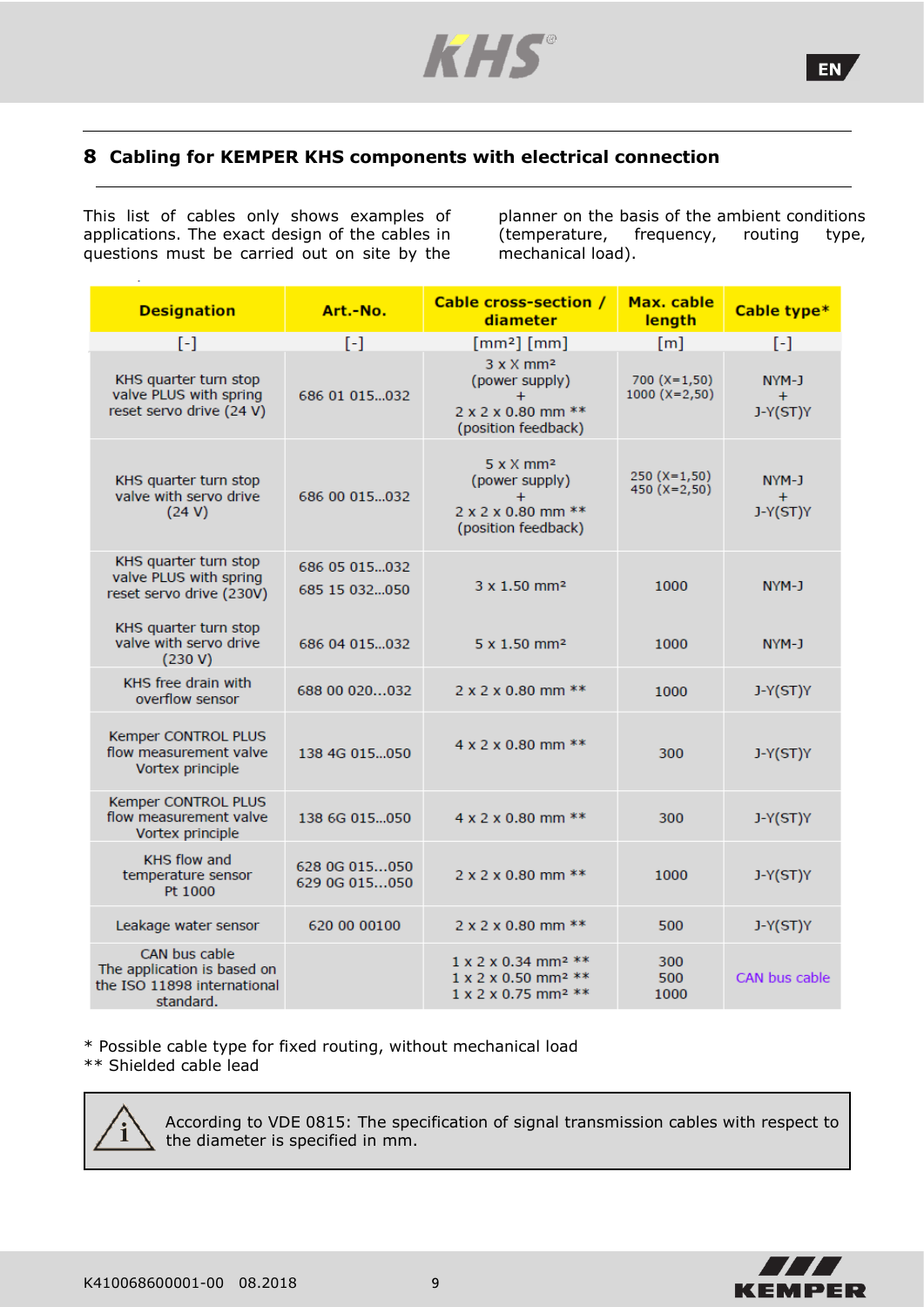## 8 Cabling for KEMPER KHS components with electrical connection

This list of cables only shows examples of applications. The exact design of the cables in questions must be carried out on site by the planner on the basis of the ambient conditions (temperature, frequency, routing type, mechanical load).

| Designation | Art.-No. | Cable cross-section / diameter | Max. cable length | Cable type* |
|---|---|---|---|---|
| [-] | [-] | [mm²] [mm] | [m] | [-] |
| KHS quarter turn stop valve PLUS with spring reset servo drive (24 V) | 686 01 015...032 | 3 x X mm² (power supply) + 2 x 2 x 0.80 mm ** (position feedback) | 700 (X=1,50) 1000 (X=2,50) | NYM-J + J-Y(ST)Y |
| KHS quarter turn stop valve with servo drive (24 V) | 686 00 015...032 | 5 x X mm² (power supply) + 2 x 2 x 0.80 mm ** (position feedback) | 250 (X=1,50) 450 (X=2,50) | NYM-J + J-Y(ST)Y |
| KHS quarter turn stop valve PLUS with spring reset servo drive (230V) | 686 05 015...032 685 15 032...050 | 3 x 1.50 mm² | 1000 | NYM-J |
| KHS quarter turn stop valve with servo drive (230 V) | 686 04 015...032 | 5 x 1.50 mm² | 1000 | NYM-J |
| KHS free drain with overflow sensor | 688 00 020...032 | 2 x 2 x 0.80 mm ** | 1000 | J-Y(ST)Y |
| Kemper CONTROL PLUS flow measurement valve Vortex principle | 138 4G 015...050 | 4 x 2 x 0.80 mm ** | 300 | J-Y(ST)Y |
| Kemper CONTROL PLUS flow measurement valve Vortex principle | 138 6G 015...050 | 4 x 2 x 0.80 mm ** | 300 | J-Y(ST)Y |
| KHS flow and temperature sensor Pt 1000 | 628 0G 015...050 629 0G 015...050 | 2 x 2 x 0.80 mm ** | 1000 | J-Y(ST)Y |
| Leakage water sensor | 620 00 00100 | 2 x 2 x 0.80 mm ** | 500 | J-Y(ST)Y |
| CAN bus cable The application is based on the ISO 11898 international standard. | | 1 x 2 x 0.34 mm² ** 1 x 2 x 0.50 mm² ** 1 x 2 x 0.75 mm² ** | 300 500 1000 | CAN bus cable |

\* Possible cable type for fixed routing, without mechanical load
\*\* Shielded cable lead

> According to VDE 0815: The specification of signal transmission cables with respect to the diameter is specified in mm.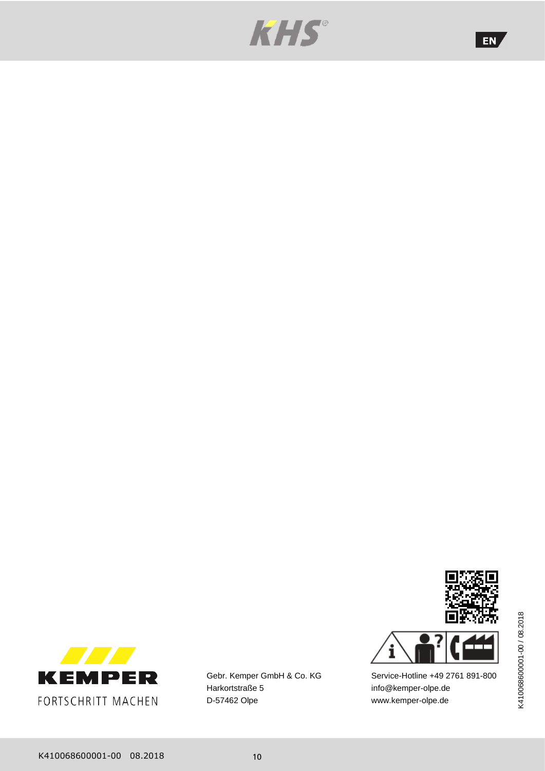KEMPER

FORTSCHRITT MACHEN

Gebr. Kemper GmbH & Co. KG
Harkortstraße 5
D-57462 Olpe

Service-Hotline +49 2761 891-800
info@kemper-olpe.de
www.kemper-olpe.de

K410068600001-00 / 08.2018